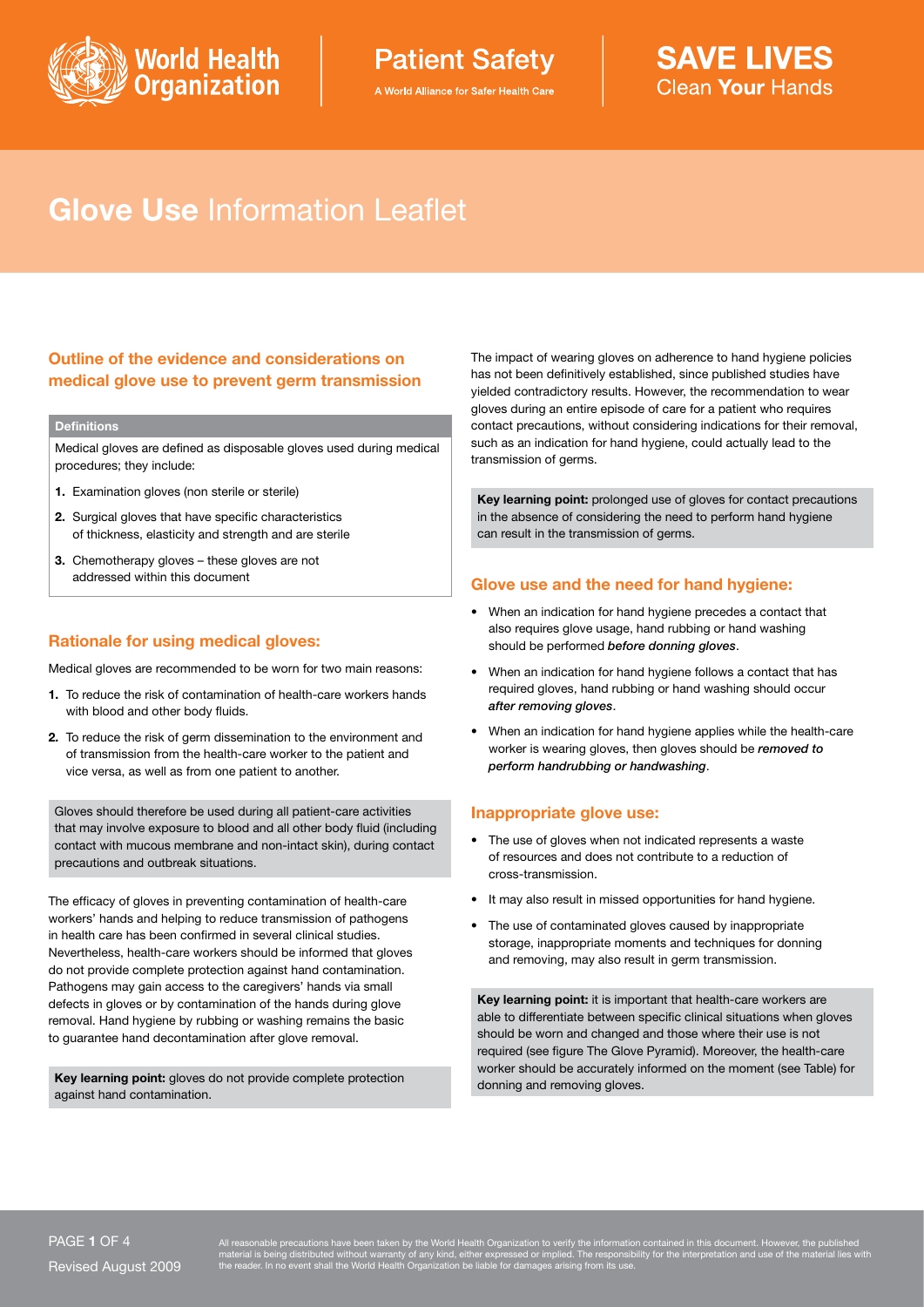World Health Organization | Patient Safety — A World Alliance for Safer Health Care | SAVE LIVES Clean **Your** Hands

# **Glove Use** Information Leaflet

## Outline of the evidence and considerations on medical glove use to prevent germ transmission

**Definitions**

Medical gloves are defined as disposable gloves used during medical procedures; they include:

1. Examination gloves (non sterile or sterile)
2. Surgical gloves that have specific characteristics of thickness, elasticity and strength and are sterile
3. Chemotherapy gloves – these gloves are not addressed within this document

## Rationale for using medical gloves:

Medical gloves are recommended to be worn for two main reasons:

1. To reduce the risk of contamination of health-care workers hands with blood and other body fluids.
2. To reduce the risk of germ dissemination to the environment and of transmission from the health-care worker to the patient and vice versa, as well as from one patient to another.

Gloves should therefore be used during all patient-care activities that may involve exposure to blood and all other body fluid (including contact with mucous membrane and non-intact skin), during contact precautions and outbreak situations.

The efficacy of gloves in preventing contamination of health-care workers' hands and helping to reduce transmission of pathogens in health care has been confirmed in several clinical studies. Nevertheless, health-care workers should be informed that gloves do not provide complete protection against hand contamination. Pathogens may gain access to the caregivers' hands via small defects in gloves or by contamination of the hands during glove removal. Hand hygiene by rubbing or washing remains the basic to guarantee hand decontamination after glove removal.

**Key learning point:** gloves do not provide complete protection against hand contamination.

The impact of wearing gloves on adherence to hand hygiene policies has not been definitively established, since published studies have yielded contradictory results. However, the recommendation to wear gloves during an entire episode of care for a patient who requires contact precautions, without considering indications for their removal, such as an indication for hand hygiene, could actually lead to the transmission of germs.

**Key learning point:** prolonged use of gloves for contact precautions in the absence of considering the need to perform hand hygiene can result in the transmission of germs.

## Glove use and the need for hand hygiene:

- When an indication for hand hygiene precedes a contact that also requires glove usage, hand rubbing or hand washing should be performed ***before donning gloves***.
- When an indication for hand hygiene follows a contact that has required gloves, hand rubbing or hand washing should occur ***after removing gloves***.
- When an indication for hand hygiene applies while the health-care worker is wearing gloves, then gloves should be ***removed to perform handrubbing or handwashing***.

## Inappropriate glove use:

- The use of gloves when not indicated represents a waste of resources and does not contribute to a reduction of cross-transmission.
- It may also result in missed opportunities for hand hygiene.
- The use of contaminated gloves caused by inappropriate storage, inappropriate moments and techniques for donning and removing, may also result in germ transmission.

**Key learning point:** it is important that health-care workers are able to differentiate between specific clinical situations when gloves should be worn and changed and those where their use is not required (see figure The Glove Pyramid). Moreover, the health-care worker should be accurately informed on the moment (see Table) for donning and removing gloves.

Revised August 2009

All reasonable precautions have been taken by the World Health Organization to verify the information contained in this document. However, the published material is being distributed without warranty of any kind, either expressed or implied. The responsibility for the interpretation and use of the material lies with the reader. In no event shall the World Health Organization be liable for damages arising from its use.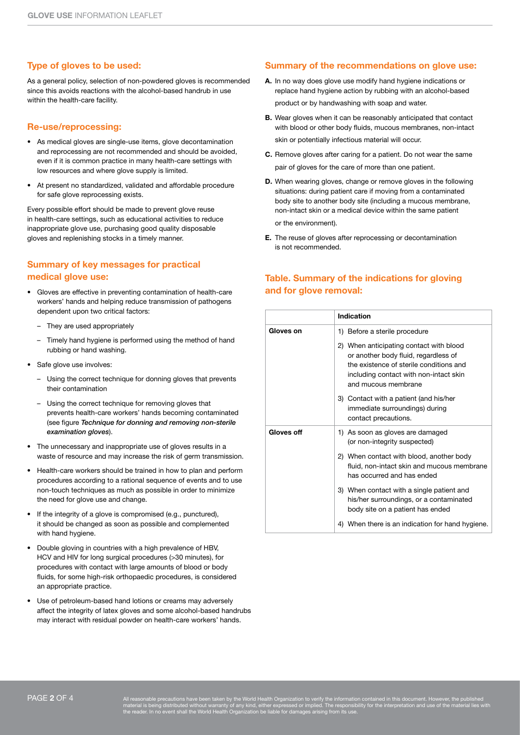## Type of gloves to be used:

As a general policy, selection of non-powdered gloves is recommended since this avoids reactions with the alcohol-based handrub in use within the health-care facility.

## Re-use/reprocessing:

- As medical gloves are single-use items, glove decontamination and reprocessing are not recommended and should be avoided, even if it is common practice in many health-care settings with low resources and where glove supply is limited.
- At present no standardized, validated and affordable procedure for safe glove reprocessing exists.

Every possible effort should be made to prevent glove reuse in health-care settings, such as educational activities to reduce inappropriate glove use, purchasing good quality disposable gloves and replenishing stocks in a timely manner.

## Summary of key messages for practical medical glove use:

- Gloves are effective in preventing contamination of health-care workers' hands and helping reduce transmission of pathogens dependent upon two critical factors:
  - They are used appropriately
  - Timely hand hygiene is performed using the method of hand rubbing or hand washing.
- Safe glove use involves:
  - Using the correct technique for donning gloves that prevents their contamination
  - Using the correct technique for removing gloves that prevents health-care workers' hands becoming contaminated (see figure ***Technique for donning and removing non-sterile examination gloves***).
- The unnecessary and inappropriate use of gloves results in a waste of resource and may increase the risk of germ transmission.
- Health-care workers should be trained in how to plan and perform procedures according to a rational sequence of events and to use non-touch techniques as much as possible in order to minimize the need for glove use and change.
- If the integrity of a glove is compromised (e.g., punctured), it should be changed as soon as possible and complemented with hand hygiene.
- Double gloving in countries with a high prevalence of HBV, HCV and HIV for long surgical procedures (>30 minutes), for procedures with contact with large amounts of blood or body fluids, for some high-risk orthopaedic procedures, is considered an appropriate practice.
- Use of petroleum-based hand lotions or creams may adversely affect the integrity of latex gloves and some alcohol-based handrubs may interact with residual powder on health-care workers' hands.

## Summary of the recommendations on glove use:

**A.** In no way does glove use modify hand hygiene indications or replace hand hygiene action by rubbing with an alcohol-based product or by handwashing with soap and water.

**B.** Wear gloves when it can be reasonably anticipated that contact with blood or other body fluids, mucous membranes, non-intact skin or potentially infectious material will occur.

**C.** Remove gloves after caring for a patient. Do not wear the same pair of gloves for the care of more than one patient.

**D.** When wearing gloves, change or remove gloves in the following situations: during patient care if moving from a contaminated body site to another body site (including a mucous membrane, non-intact skin or a medical device within the same patient or the environment).

**E.** The reuse of gloves after reprocessing or decontamination is not recommended.

## Table. Summary of the indications for gloving and for glove removal:

| | Indication |
|---|---|
| **Gloves on** | 1) Before a sterile procedure |
| | 2) When anticipating contact with blood or another body fluid, regardless of the existence of sterile conditions and including contact with non-intact skin and mucous membrane |
| | 3) Contact with a patient (and his/her immediate surroundings) during contact precautions. |
| **Gloves off** | 1) As soon as gloves are damaged (or non-integrity suspected) |
| | 2) When contact with blood, another body fluid, non-intact skin and mucous membrane has occurred and has ended |
| | 3) When contact with a single patient and his/her surroundings, or a contaminated body site on a patient has ended |
| | 4) When there is an indication for hand hygiene. |

All reasonable precautions have been taken by the World Health Organization to verify the information contained in this document. However, the published material is being distributed without warranty of any kind, either expressed or implied. The responsibility for the interpretation and use of the material lies with the reader. In no event shall the World Health Organization be liable for damages arising from its use.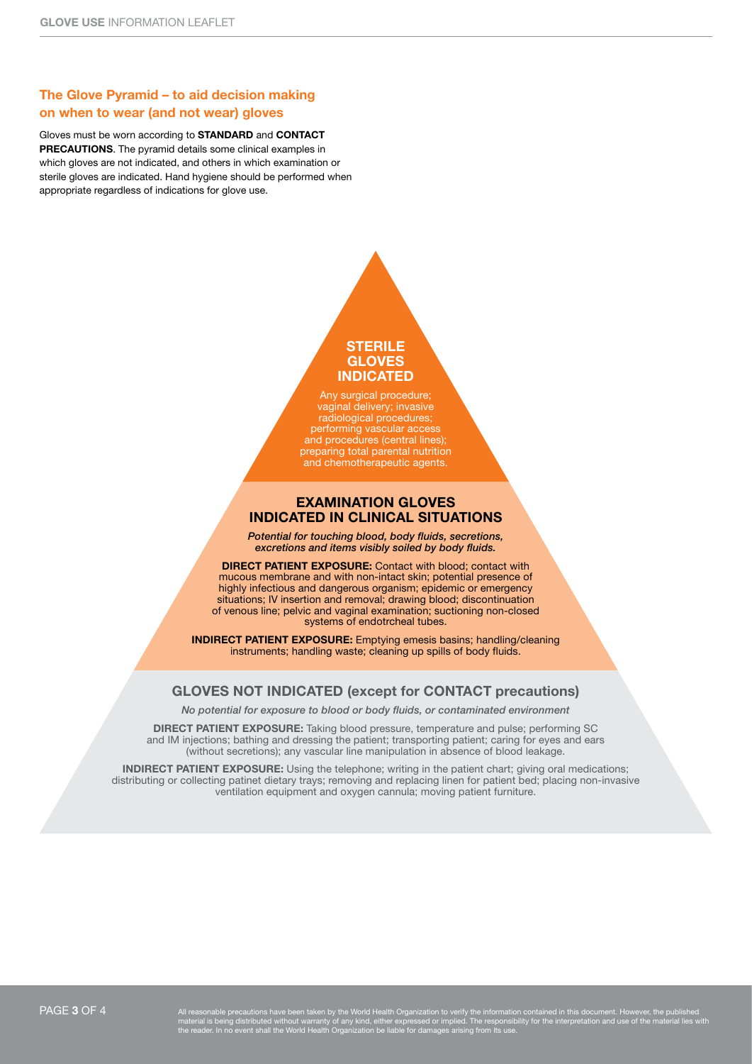## The Glove Pyramid – to aid decision making on when to wear (and not wear) gloves

Gloves must be worn according to **STANDARD** and **CONTACT PRECAUTIONS**. The pyramid details some clinical examples in which gloves are not indicated, and others in which examination or sterile gloves are indicated. Hand hygiene should be performed when appropriate regardless of indications for glove use.

### STERILE GLOVES INDICATED

Any surgical procedure; vaginal delivery; invasive radiological procedures; performing vascular access and procedures (central lines); preparing total parental nutrition and chemotherapeutic agents.

### EXAMINATION GLOVES INDICATED IN CLINICAL SITUATIONS

***Potential for touching blood, body fluids, secretions, excretions and items visibly soiled by body fluids.***

**DIRECT PATIENT EXPOSURE:** Contact with blood; contact with mucous membrane and with non-intact skin; potential presence of highly infectious and dangerous organism; epidemic or emergency situations; IV insertion and removal; drawing blood; discontinuation of venous line; pelvic and vaginal examination; suctioning non-closed systems of endotrcheal tubes.

**INDIRECT PATIENT EXPOSURE:** Emptying emesis basins; handling/cleaning instruments; handling waste; cleaning up spills of body fluids.

### GLOVES NOT INDICATED (except for CONTACT precautions)

*No potential for exposure to blood or body fluids, or contaminated environment*

**DIRECT PATIENT EXPOSURE:** Taking blood pressure, temperature and pulse; performing SC and IM injections; bathing and dressing the patient; transporting patient; caring for eyes and ears (without secretions); any vascular line manipulation in absence of blood leakage.

**INDIRECT PATIENT EXPOSURE:** Using the telephone; writing in the patient chart; giving oral medications; distributing or collecting patinet dietary trays; removing and replacing linen for patient bed; placing non-invasive ventilation equipment and oxygen cannula; moving patient furniture.

All reasonable precautions have been taken by the World Health Organization to verify the information contained in this document. However, the published material is being distributed without warranty of any kind, either expressed or implied. The responsibility for the interpretation and use of the material lies with the reader. In no event shall the World Health Organization be liable for damages arising from its use.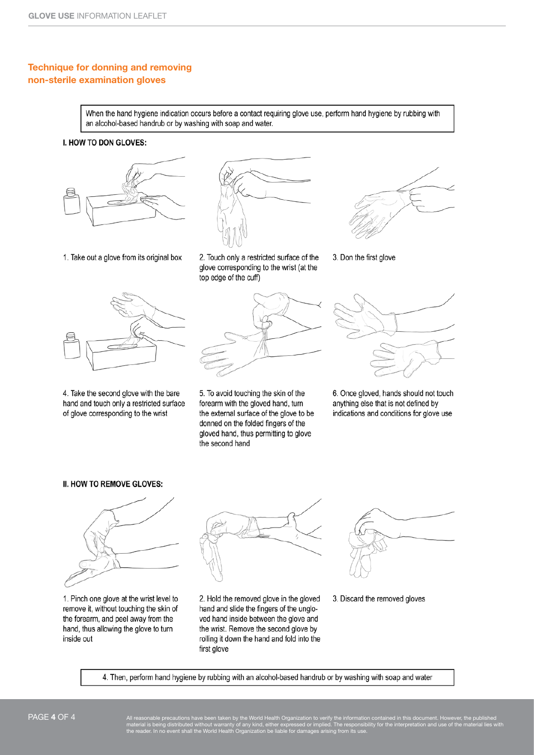## Technique for donning and removing non-sterile examination gloves

When the hand hygiene indication occurs before a contact requiring glove use, perform hand hygiene by rubbing with an alcohol-based handrub or by washing with soap and water.

### I. HOW TO DON GLOVES:

1. Take out a glove from its original box
2. Touch only a restricted surface of the glove corresponding to the wrist (at the top edge of the cuff)
3. Don the first glove
4. Take the second glove with the bare hand and touch only a restricted surface of glove corresponding to the wrist
5. To avoid touching the skin of the forearm with the gloved hand, turn the external surface of the glove to be donned on the folded fingers of the gloved hand, thus permitting to glove the second hand
6. Once gloved, hands should not touch anything else that is not defined by indications and conditions for glove use

### II. HOW TO REMOVE GLOVES:

1. Pinch one glove at the wrist level to remove it, without touching the skin of the forearm, and peel away from the hand, thus allowing the glove to turn inside out
2. Hold the removed glove in the gloved hand and slide the fingers of the ungloved hand inside between the glove and the wrist. Remove the second glove by rolling it down the hand and fold into the first glove
3. Discard the removed gloves

4. Then, perform hand hygiene by rubbing with an alcohol-based handrub or by washing with soap and water

All reasonable precautions have been taken by the World Health Organization to verify the information contained in this document. However, the published material is being distributed without warranty of any kind, either expressed or implied. The responsibility for the interpretation and use of the material lies with the reader. In no event shall the World Health Organization be liable for damages arising from its use.